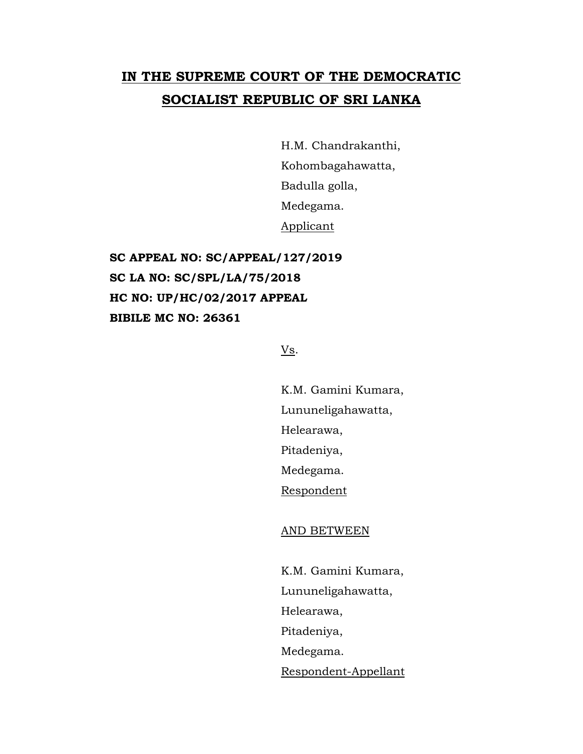# IN THE SUPREME COURT OF THE DEMOCRATIC SOCIALIST REPUBLIC OF SRI LANKA

H.M. Chandrakanthi,
Kohombagahawatta,
Badulla golla,
Medegama.
Applicant

**SC APPEAL NO: SC/APPEAL/127/2019**
**SC LA NO: SC/SPL/LA/75/2018**
**HC NO: UP/HC/02/2017 APPEAL**
**BIBILE MC NO: 26361**

Vs.

K.M. Gamini Kumara,
Lununeligahawatta,
Helearawa,
Pitadeniya,
Medegama.
Respondent

AND BETWEEN

K.M. Gamini Kumara,
Lununeligahawatta,
Helearawa,
Pitadeniya,
Medegama.
Respondent-Appellant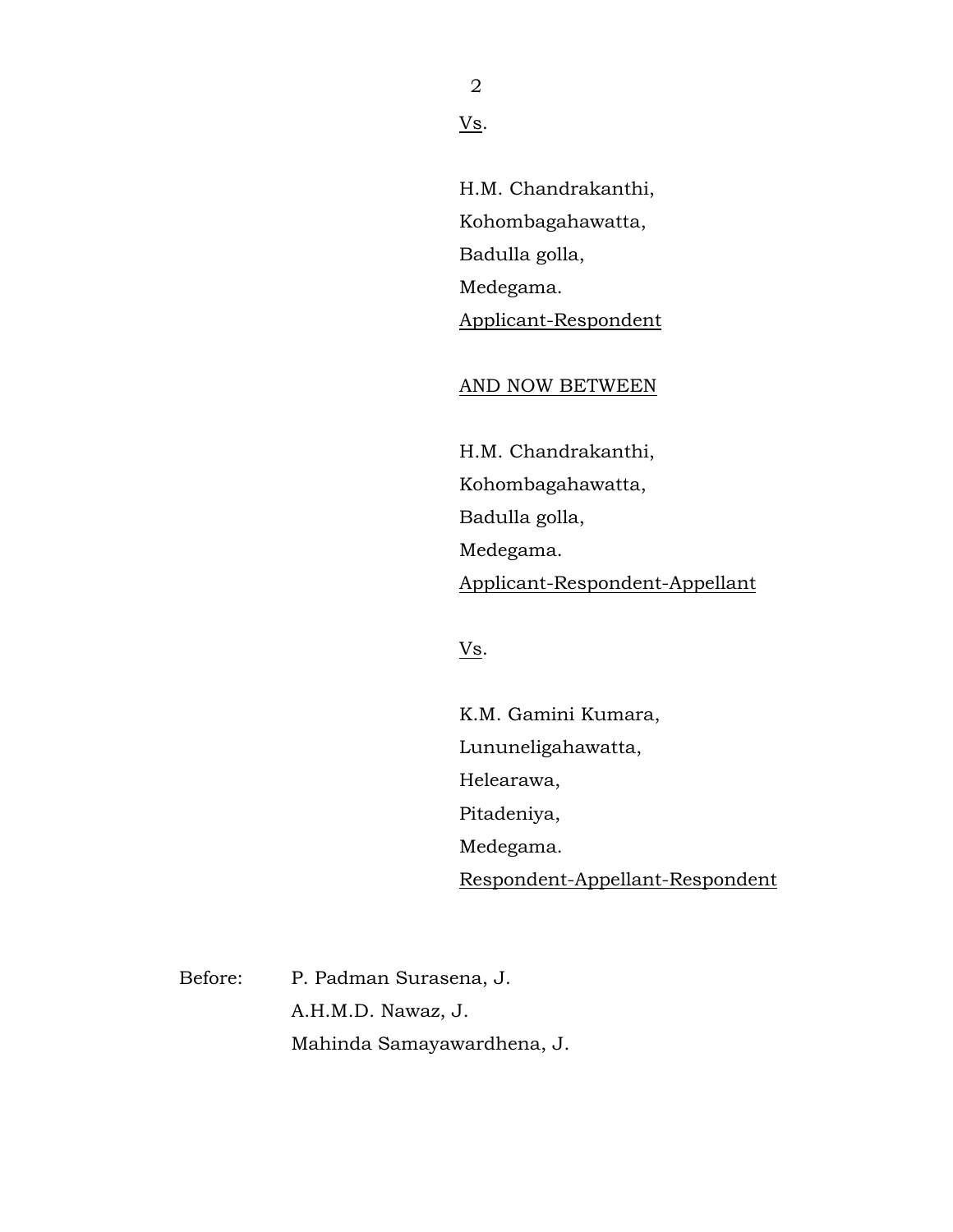<u>Vs</u>.

H.M. Chandrakanthi,
Kohombagahawatta,
Badulla golla,
Medegama.
<u>Applicant-Respondent</u>

<u>AND NOW BETWEEN</u>

H.M. Chandrakanthi,
Kohombagahawatta,
Badulla golla,
Medegama.
<u>Applicant-Respondent-Appellant</u>

<u>Vs</u>.

K.M. Gamini Kumara,
Lununeligahawatta,
Helearawa,
Pitadeniya,
Medegama.
<u>Respondent-Appellant-Respondent</u>

Before: P. Padman Surasena, J.
A.H.M.D. Nawaz, J.
Mahinda Samayawardhena, J.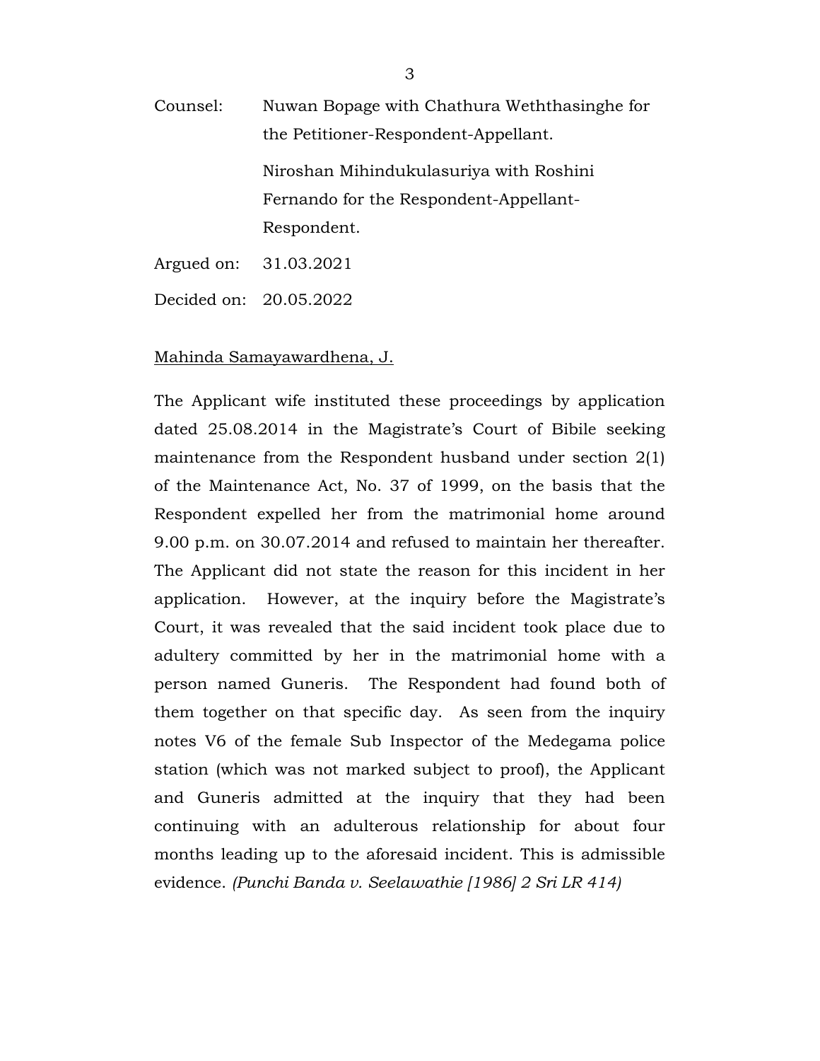Counsel: Nuwan Bopage with Chathura Weththasinghe for the Petitioner-Respondent-Appellant.

Niroshan Mihindukulasuriya with Roshini Fernando for the Respondent-Appellant-Respondent.

Argued on: 31.03.2021

Decided on: 20.05.2022

Mahinda Samayawardhena, J.

The Applicant wife instituted these proceedings by application dated 25.08.2014 in the Magistrate's Court of Bibile seeking maintenance from the Respondent husband under section 2(1) of the Maintenance Act, No. 37 of 1999, on the basis that the Respondent expelled her from the matrimonial home around 9.00 p.m. on 30.07.2014 and refused to maintain her thereafter. The Applicant did not state the reason for this incident in her application. However, at the inquiry before the Magistrate's Court, it was revealed that the said incident took place due to adultery committed by her in the matrimonial home with a person named Guneris. The Respondent had found both of them together on that specific day. As seen from the inquiry notes V6 of the female Sub Inspector of the Medegama police station (which was not marked subject to proof), the Applicant and Guneris admitted at the inquiry that they had been continuing with an adulterous relationship for about four months leading up to the aforesaid incident. This is admissible evidence. *(Punchi Banda v. Seelawathie [1986] 2 Sri LR 414)*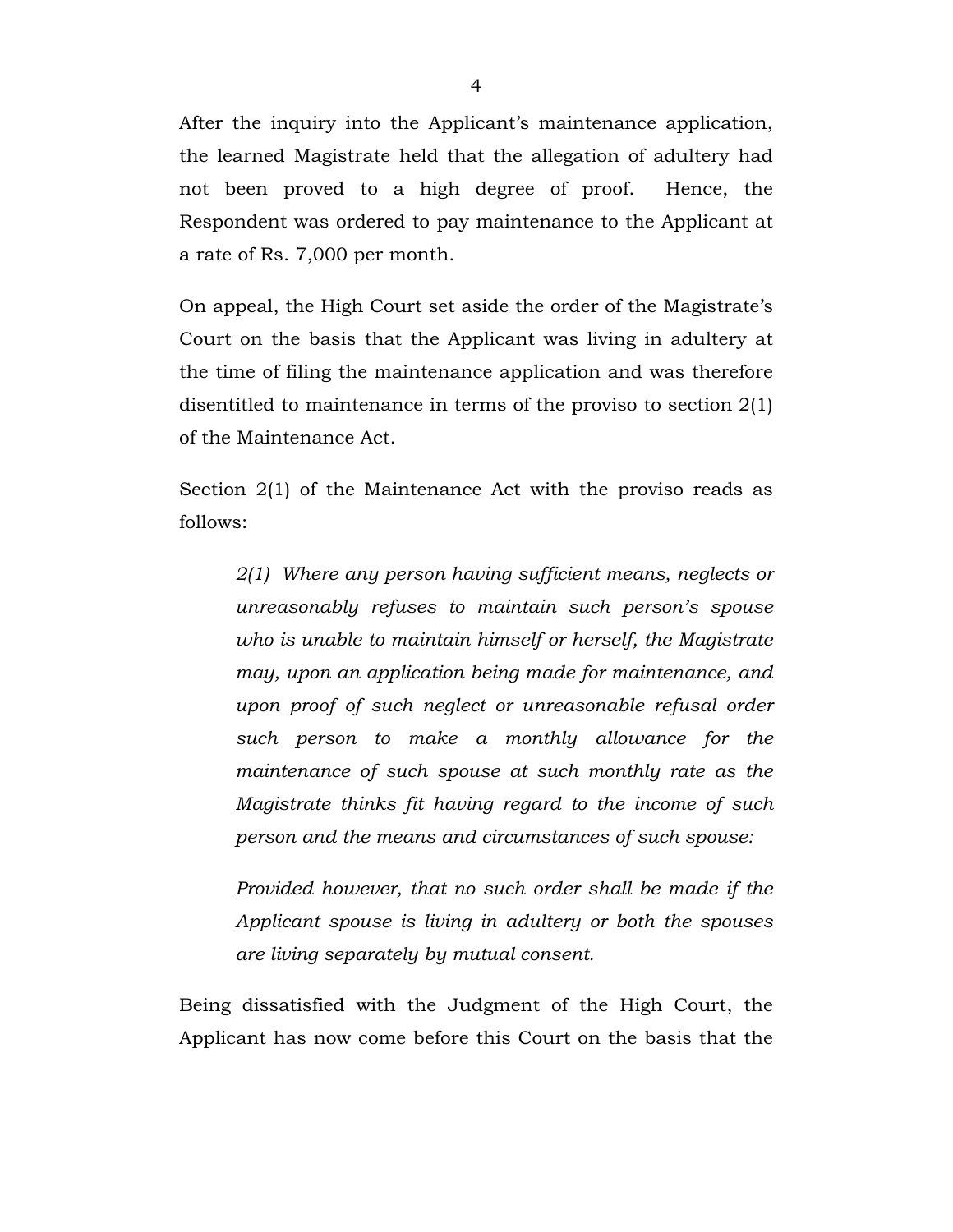After the inquiry into the Applicant's maintenance application, the learned Magistrate held that the allegation of adultery had not been proved to a high degree of proof. Hence, the Respondent was ordered to pay maintenance to the Applicant at a rate of Rs. 7,000 per month.

On appeal, the High Court set aside the order of the Magistrate's Court on the basis that the Applicant was living in adultery at the time of filing the maintenance application and was therefore disentitled to maintenance in terms of the proviso to section 2(1) of the Maintenance Act.

Section 2(1) of the Maintenance Act with the proviso reads as follows:

> *2(1) Where any person having sufficient means, neglects or unreasonably refuses to maintain such person's spouse who is unable to maintain himself or herself, the Magistrate may, upon an application being made for maintenance, and upon proof of such neglect or unreasonable refusal order such person to make a monthly allowance for the maintenance of such spouse at such monthly rate as the Magistrate thinks fit having regard to the income of such person and the means and circumstances of such spouse:*
>
> *Provided however, that no such order shall be made if the Applicant spouse is living in adultery or both the spouses are living separately by mutual consent.*

Being dissatisfied with the Judgment of the High Court, the Applicant has now come before this Court on the basis that the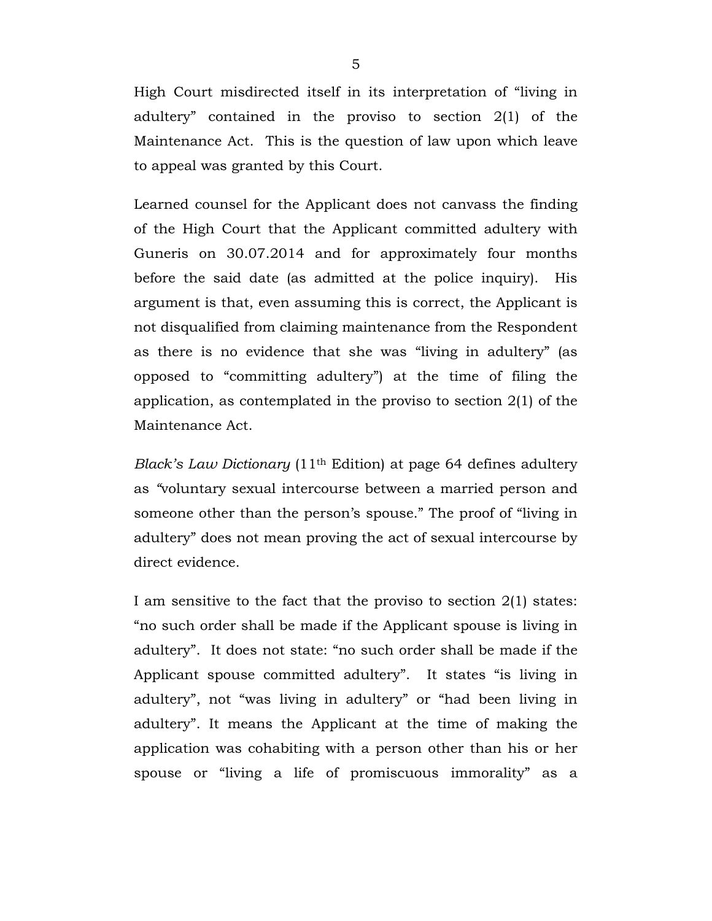High Court misdirected itself in its interpretation of "living in adultery" contained in the proviso to section 2(1) of the Maintenance Act. This is the question of law upon which leave to appeal was granted by this Court.

Learned counsel for the Applicant does not canvass the finding of the High Court that the Applicant committed adultery with Guneris on 30.07.2014 and for approximately four months before the said date (as admitted at the police inquiry). His argument is that, even assuming this is correct, the Applicant is not disqualified from claiming maintenance from the Respondent as there is no evidence that she was "living in adultery" (as opposed to "committing adultery") at the time of filing the application, as contemplated in the proviso to section 2(1) of the Maintenance Act.

*Black's Law Dictionary* (11th Edition) at page 64 defines adultery as "voluntary sexual intercourse between a married person and someone other than the person's spouse." The proof of "living in adultery" does not mean proving the act of sexual intercourse by direct evidence.

I am sensitive to the fact that the proviso to section 2(1) states: "no such order shall be made if the Applicant spouse is living in adultery". It does not state: "no such order shall be made if the Applicant spouse committed adultery". It states "is living in adultery", not "was living in adultery" or "had been living in adultery". It means the Applicant at the time of making the application was cohabiting with a person other than his or her spouse or "living a life of promiscuous immorality" as a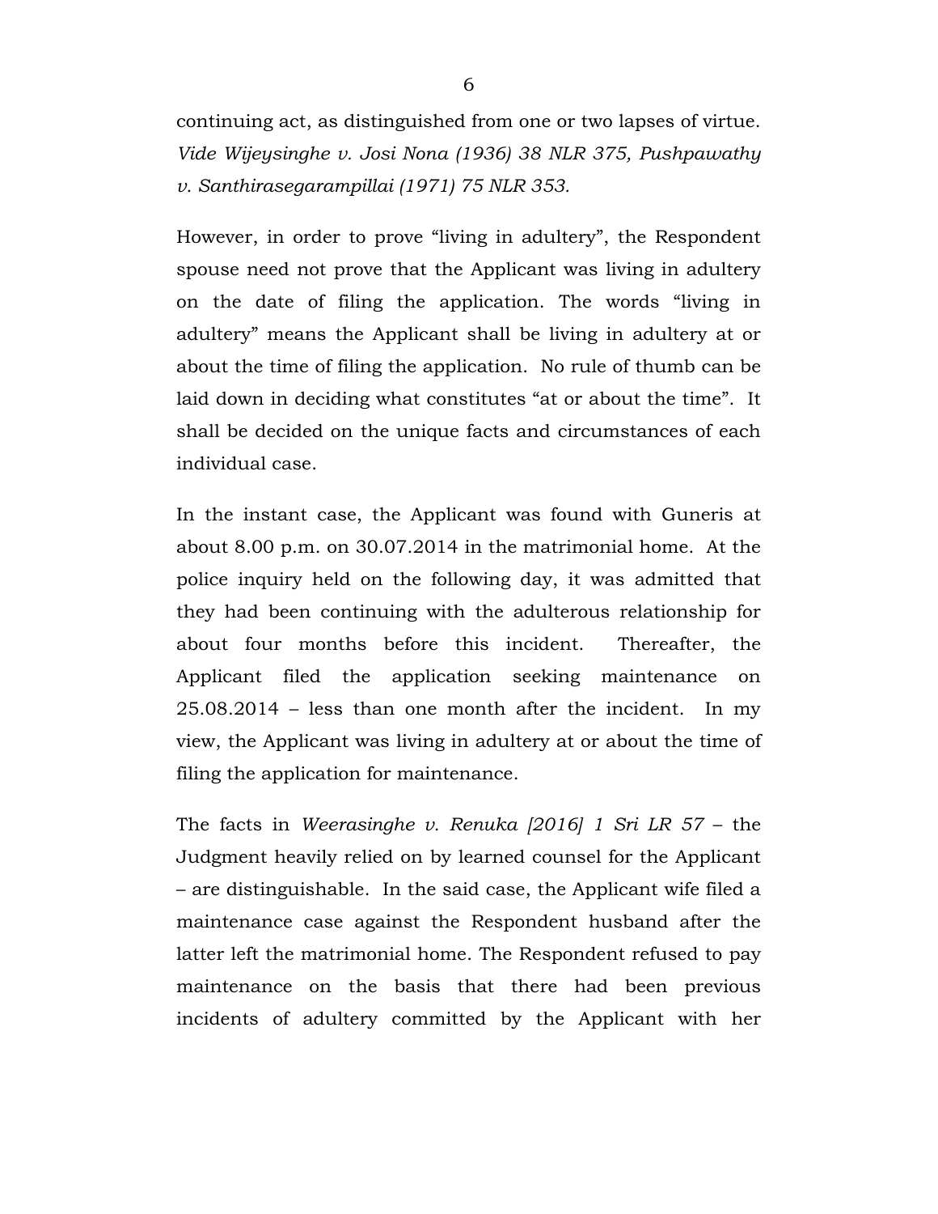continuing act, as distinguished from one or two lapses of virtue. *Vide Wijeysinghe v. Josi Nona (1936) 38 NLR 375, Pushpawathy v. Santhirasegarampillai (1971) 75 NLR 353.*

However, in order to prove "living in adultery", the Respondent spouse need not prove that the Applicant was living in adultery on the date of filing the application. The words "living in adultery" means the Applicant shall be living in adultery at or about the time of filing the application. No rule of thumb can be laid down in deciding what constitutes "at or about the time". It shall be decided on the unique facts and circumstances of each individual case.

In the instant case, the Applicant was found with Guneris at about 8.00 p.m. on 30.07.2014 in the matrimonial home. At the police inquiry held on the following day, it was admitted that they had been continuing with the adulterous relationship for about four months before this incident. Thereafter, the Applicant filed the application seeking maintenance on 25.08.2014 – less than one month after the incident. In my view, the Applicant was living in adultery at or about the time of filing the application for maintenance.

The facts in *Weerasinghe v. Renuka [2016] 1 Sri LR 57* – the Judgment heavily relied on by learned counsel for the Applicant – are distinguishable. In the said case, the Applicant wife filed a maintenance case against the Respondent husband after the latter left the matrimonial home. The Respondent refused to pay maintenance on the basis that there had been previous incidents of adultery committed by the Applicant with her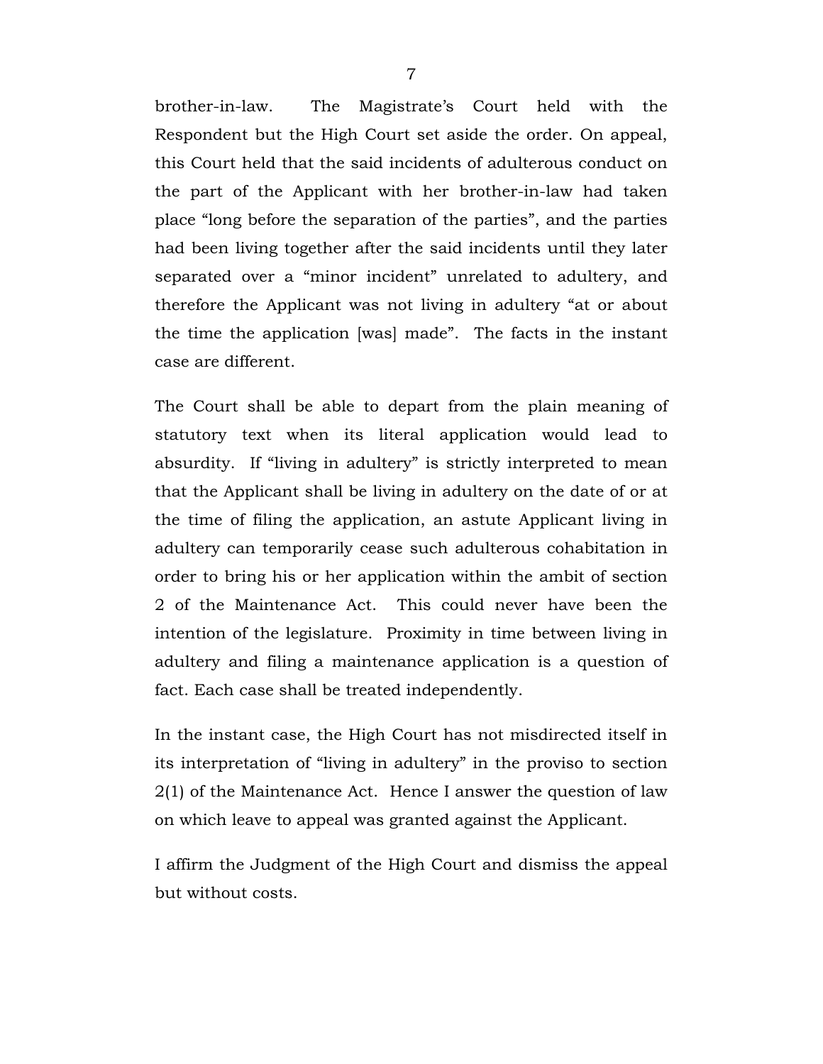brother-in-law. The Magistrate's Court held with the Respondent but the High Court set aside the order. On appeal, this Court held that the said incidents of adulterous conduct on the part of the Applicant with her brother-in-law had taken place "long before the separation of the parties", and the parties had been living together after the said incidents until they later separated over a "minor incident" unrelated to adultery, and therefore the Applicant was not living in adultery "at or about the time the application [was] made". The facts in the instant case are different.

The Court shall be able to depart from the plain meaning of statutory text when its literal application would lead to absurdity. If "living in adultery" is strictly interpreted to mean that the Applicant shall be living in adultery on the date of or at the time of filing the application, an astute Applicant living in adultery can temporarily cease such adulterous cohabitation in order to bring his or her application within the ambit of section 2 of the Maintenance Act. This could never have been the intention of the legislature. Proximity in time between living in adultery and filing a maintenance application is a question of fact. Each case shall be treated independently.

In the instant case, the High Court has not misdirected itself in its interpretation of "living in adultery" in the proviso to section 2(1) of the Maintenance Act. Hence I answer the question of law on which leave to appeal was granted against the Applicant.

I affirm the Judgment of the High Court and dismiss the appeal but without costs.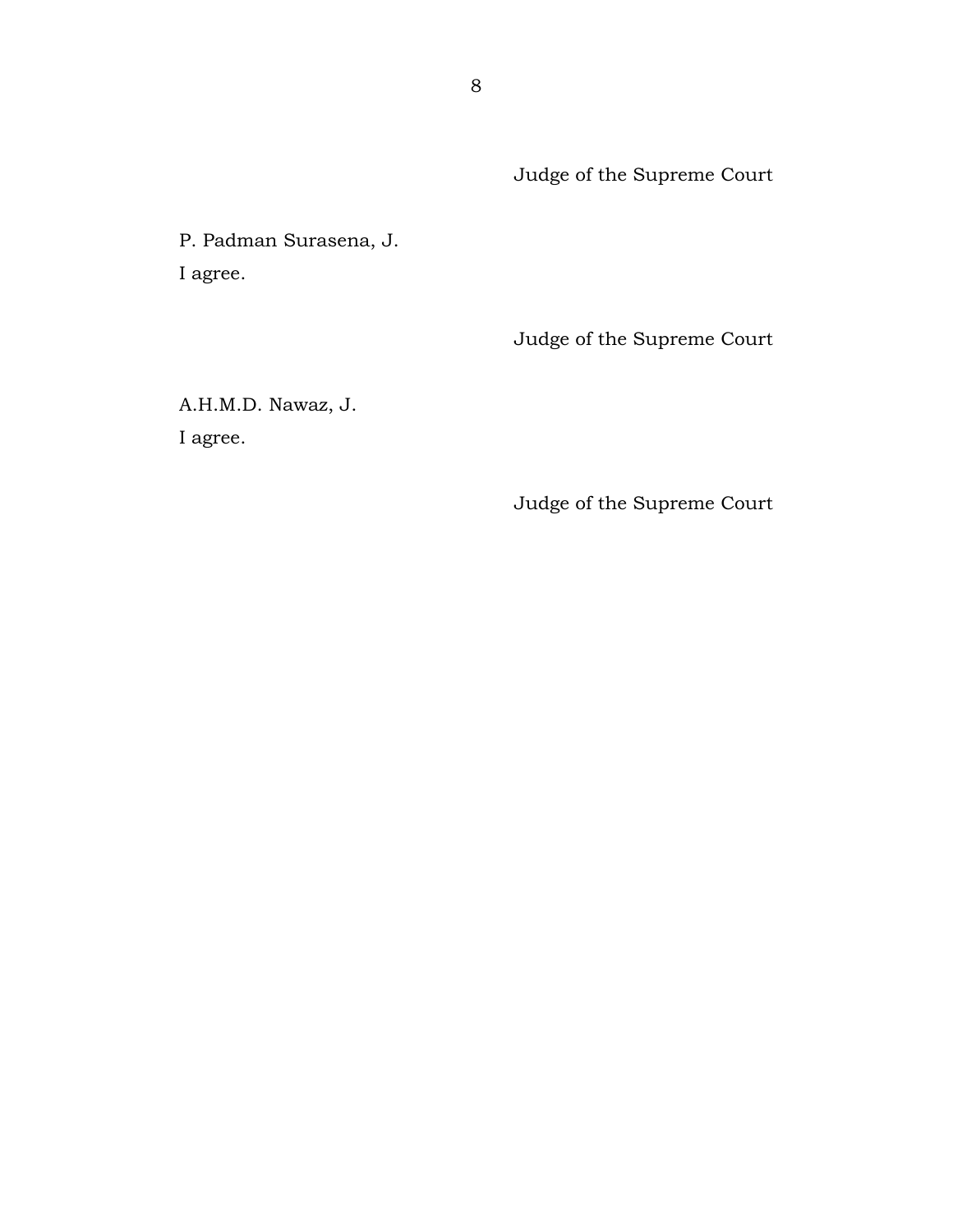Judge of the Supreme Court

P. Padman Surasena, J.

I agree.

Judge of the Supreme Court

A.H.M.D. Nawaz, J.

I agree.

Judge of the Supreme Court